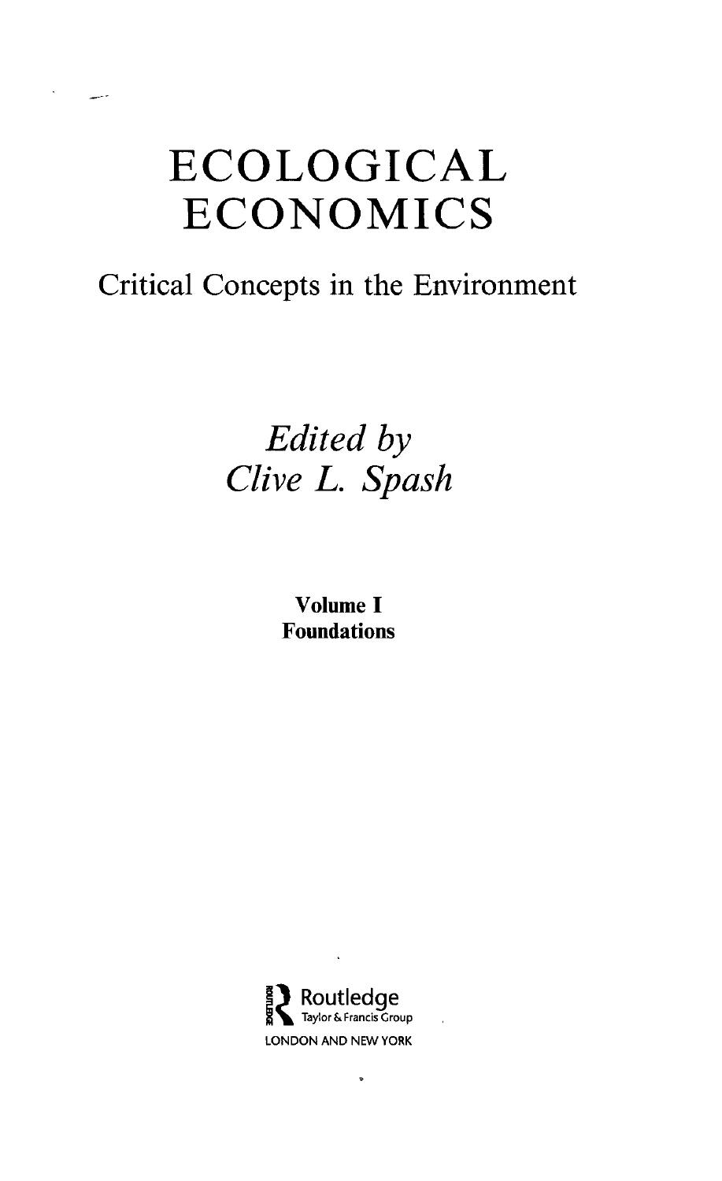# ECOLOGICAL ECONOMICS

## Critical Concepts in the Environment

*Edited by*
*Clive L. Spash*

**Volume I**
**Foundations**

Routledge
Taylor & Francis Group
LONDON AND NEW YORK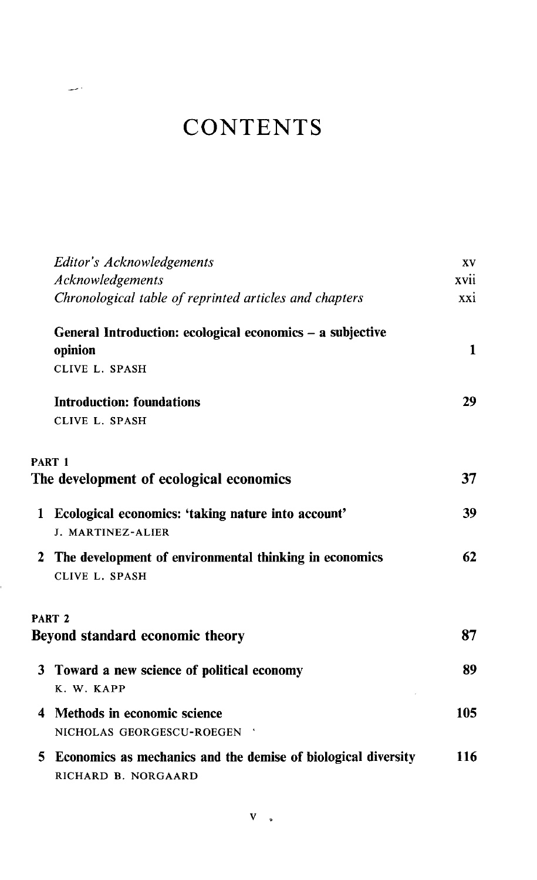# CONTENTS

| | |
|---|---|
| *Editor's Acknowledgements* | xv |
| *Acknowledgements* | xvii |
| *Chronological table of reprinted articles and chapters* | xxi |
| **General Introduction: ecological economics – a subjective opinion**<br>CLIVE L. SPASH | **1** |
| **Introduction: foundations**<br>CLIVE L. SPASH | **29** |

## PART 1
## The development of ecological economics — 37

| | | |
|---|---|---|
| 1 | **Ecological economics: 'taking nature into account'**<br>J. MARTINEZ-ALIER | **39** |
| 2 | **The development of environmental thinking in economics**<br>CLIVE L. SPASH | **62** |

## PART 2
## Beyond standard economic theory — 87

| | | |
|---|---|---|
| 3 | **Toward a new science of political economy**<br>K. W. KAPP | **89** |
| 4 | **Methods in economic science**<br>NICHOLAS GEORGESCU-ROEGEN | **105** |
| 5 | **Economics as mechanics and the demise of biological diversity**<br>RICHARD B. NORGAARD | **116** |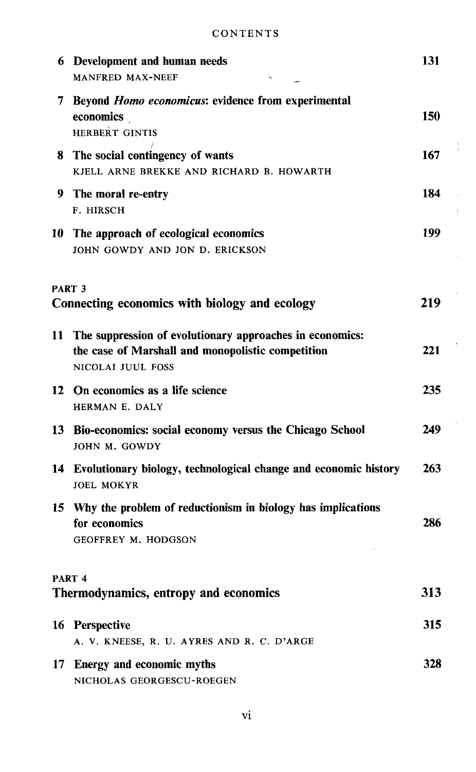CONTENTS

| | | |
|---|---|---|
| 6 | **Development and human needs** MANFRED MAX-NEEF | 131 |
| 7 | **Beyond *Homo economicus*: evidence from experimental economics** HERBERT GINTIS | 150 |
| 8 | **The social contingency of wants** KJELL ARNE BREKKE AND RICHARD B. HOWARTH | 167 |
| 9 | **The moral re-entry** F. HIRSCH | 184 |
| 10 | **The approach of ecological economics** JOHN GOWDY AND JON D. ERICKSON | 199 |

## PART 3
## Connecting economics with biology and ecology — 219

| | | |
|---|---|---|
| 11 | **The suppression of evolutionary approaches in economics: the case of Marshall and monopolistic competition** NICOLAI JUUL FOSS | 221 |
| 12 | **On economics as a life science** HERMAN E. DALY | 235 |
| 13 | **Bio-economics: social economy versus the Chicago School** JOHN M. GOWDY | 249 |
| 14 | **Evolutionary biology, technological change and economic history** JOEL MOKYR | 263 |
| 15 | **Why the problem of reductionism in biology has implications for economics** GEOFFREY M. HODGSON | 286 |

## PART 4
## Thermodynamics, entropy and economics — 313

| | | |
|---|---|---|
| 16 | **Perspective** A. V. KNEESE, R. U. AYRES AND R. C. D'ARGE | 315 |
| 17 | **Energy and economic myths** NICHOLAS GEORGESCU-ROEGEN | 328 |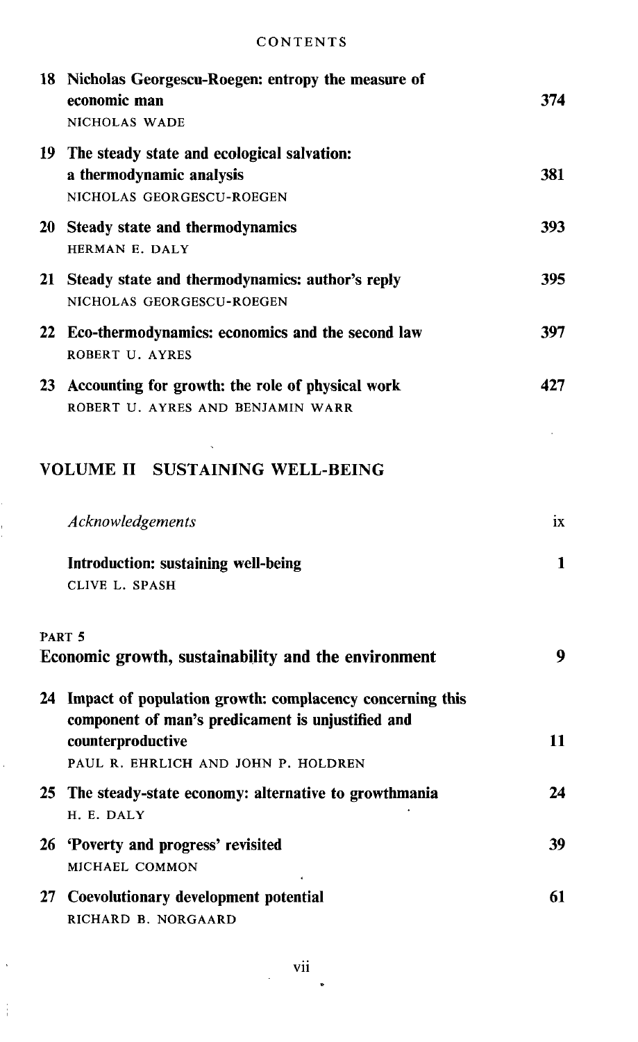18 **Nicholas Georgescu-Roegen: entropy the measure of economic man** 374
NICHOLAS WADE

19 **The steady state and ecological salvation: a thermodynamic analysis** 381
NICHOLAS GEORGESCU-ROEGEN

20 **Steady state and thermodynamics** 393
HERMAN E. DALY

21 **Steady state and thermodynamics: author's reply** 395
NICHOLAS GEORGESCU-ROEGEN

22 **Eco-thermodynamics: economics and the second law** 397
ROBERT U. AYRES

23 **Accounting for growth: the role of physical work** 427
ROBERT U. AYRES AND BENJAMIN WARR

## VOLUME II SUSTAINING WELL-BEING

*Acknowledgements* ix

**Introduction: sustaining well-being** 1
CLIVE L. SPASH

### PART 5
### Economic growth, sustainability and the environment 9

24 **Impact of population growth: complacency concerning this component of man's predicament is unjustified and counterproductive** 11
PAUL R. EHRLICH AND JOHN P. HOLDREN

25 **The steady-state economy: alternative to growthmania** 24
H. E. DALY

26 **'Poverty and progress' revisited** 39
MICHAEL COMMON

27 **Coevolutionary development potential** 61
RICHARD B. NORGAARD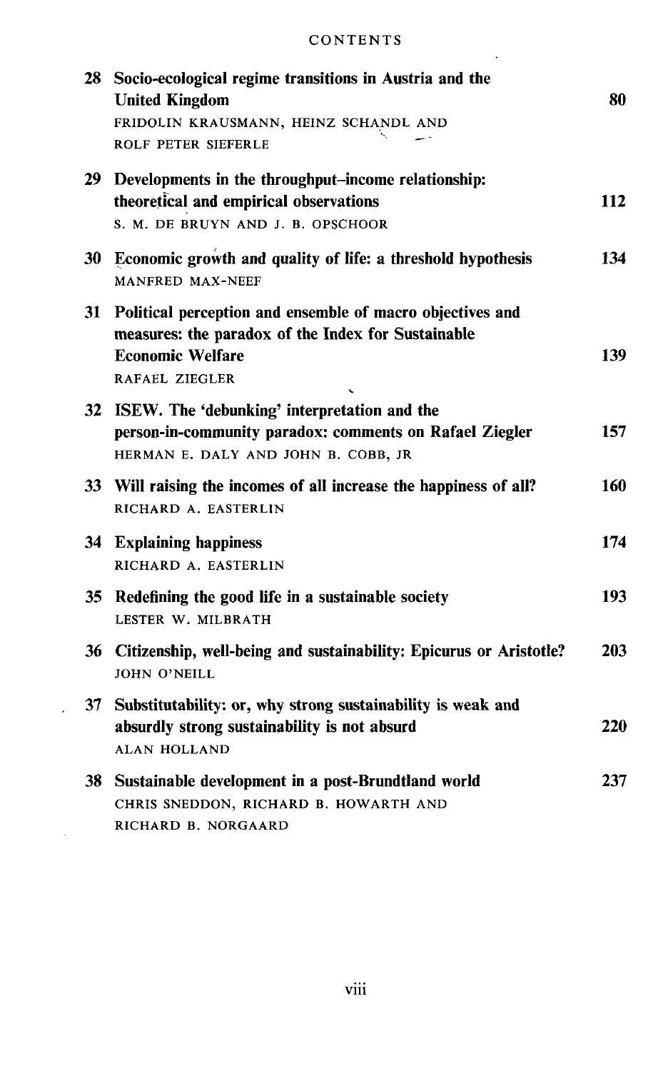CONTENTS

| | | |
|---|---|---|
| 28 | **Socio-ecological regime transitions in Austria and the United Kingdom**<br>FRIDOLIN KRAUSMANN, HEINZ SCHANDL AND ROLF PETER SIEFERLE | 80 |
| 29 | **Developments in the throughput–income relationship: theoretical and empirical observations**<br>S. M. DE BRUYN AND J. B. OPSCHOOR | 112 |
| 30 | **Economic growth and quality of life: a threshold hypothesis**<br>MANFRED MAX-NEEF | 134 |
| 31 | **Political perception and ensemble of macro objectives and measures: the paradox of the Index for Sustainable Economic Welfare**<br>RAFAEL ZIEGLER | 139 |
| 32 | **ISEW. The 'debunking' interpretation and the person-in-community paradox: comments on Rafael Ziegler**<br>HERMAN E. DALY AND JOHN B. COBB, JR | 157 |
| 33 | **Will raising the incomes of all increase the happiness of all?**<br>RICHARD A. EASTERLIN | 160 |
| 34 | **Explaining happiness**<br>RICHARD A. EASTERLIN | 174 |
| 35 | **Redefining the good life in a sustainable society**<br>LESTER W. MILBRATH | 193 |
| 36 | **Citizenship, well-being and sustainability: Epicurus or Aristotle?**<br>JOHN O'NEILL | 203 |
| 37 | **Substitutability: or, why strong sustainability is weak and absurdly strong sustainability is not absurd**<br>ALAN HOLLAND | 220 |
| 38 | **Sustainable development in a post-Brundtland world**<br>CHRIS SNEDDON, RICHARD B. HOWARTH AND RICHARD B. NORGAARD | 237 |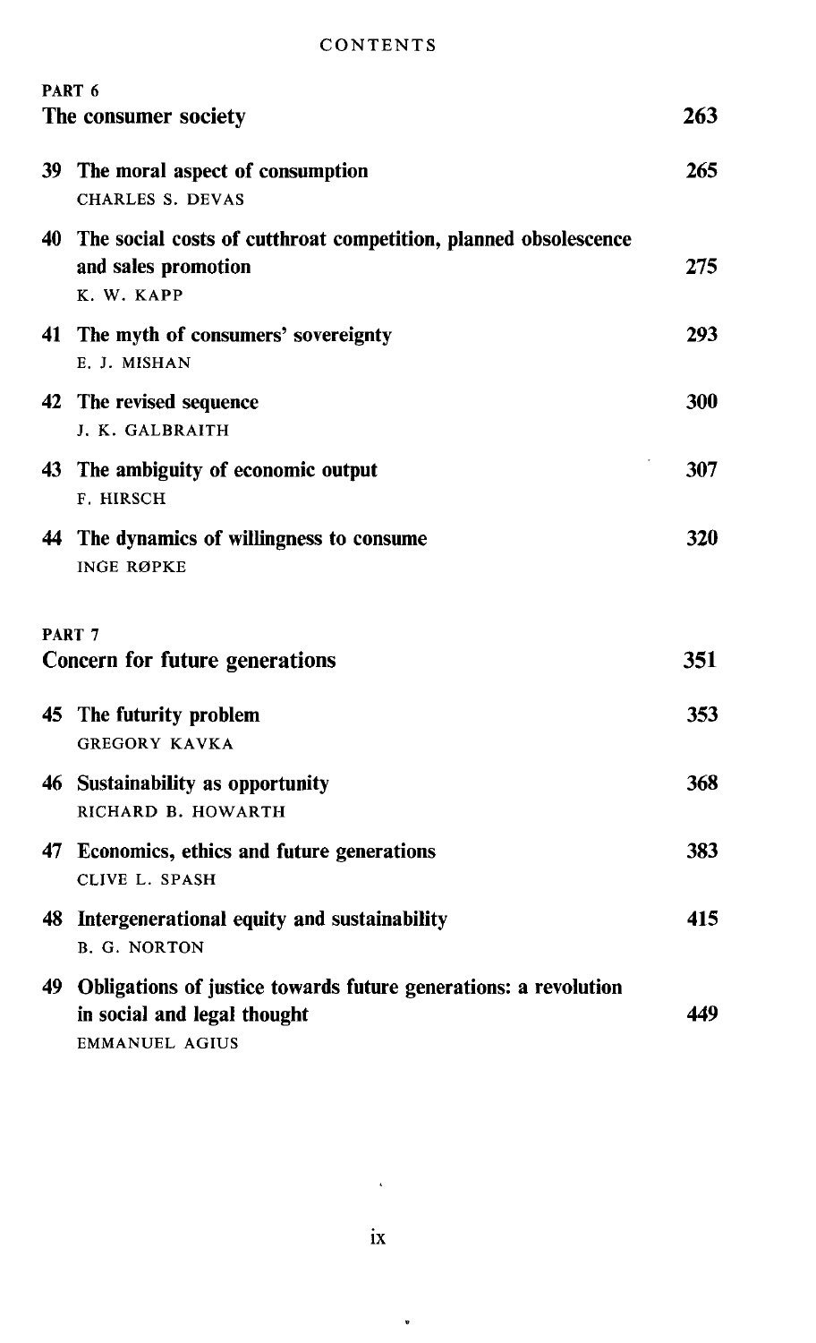PART 6

## The consumer society — 263

39 The moral aspect of consumption — 265
CHARLES S. DEVAS

40 The social costs of cutthroat competition, planned obsolescence and sales promotion — 275
K. W. KAPP

41 The myth of consumers' sovereignty — 293
E. J. MISHAN

42 The revised sequence — 300
J. K. GALBRAITH

43 The ambiguity of economic output — 307
F. HIRSCH

44 The dynamics of willingness to consume — 320
INGE RØPKE

PART 7

## Concern for future generations — 351

45 The futurity problem — 353
GREGORY KAVKA

46 Sustainability as opportunity — 368
RICHARD B. HOWARTH

47 Economics, ethics and future generations — 383
CLIVE L. SPASH

48 Intergenerational equity and sustainability — 415
B. G. NORTON

49 Obligations of justice towards future generations: a revolution in social and legal thought — 449
EMMANUEL AGIUS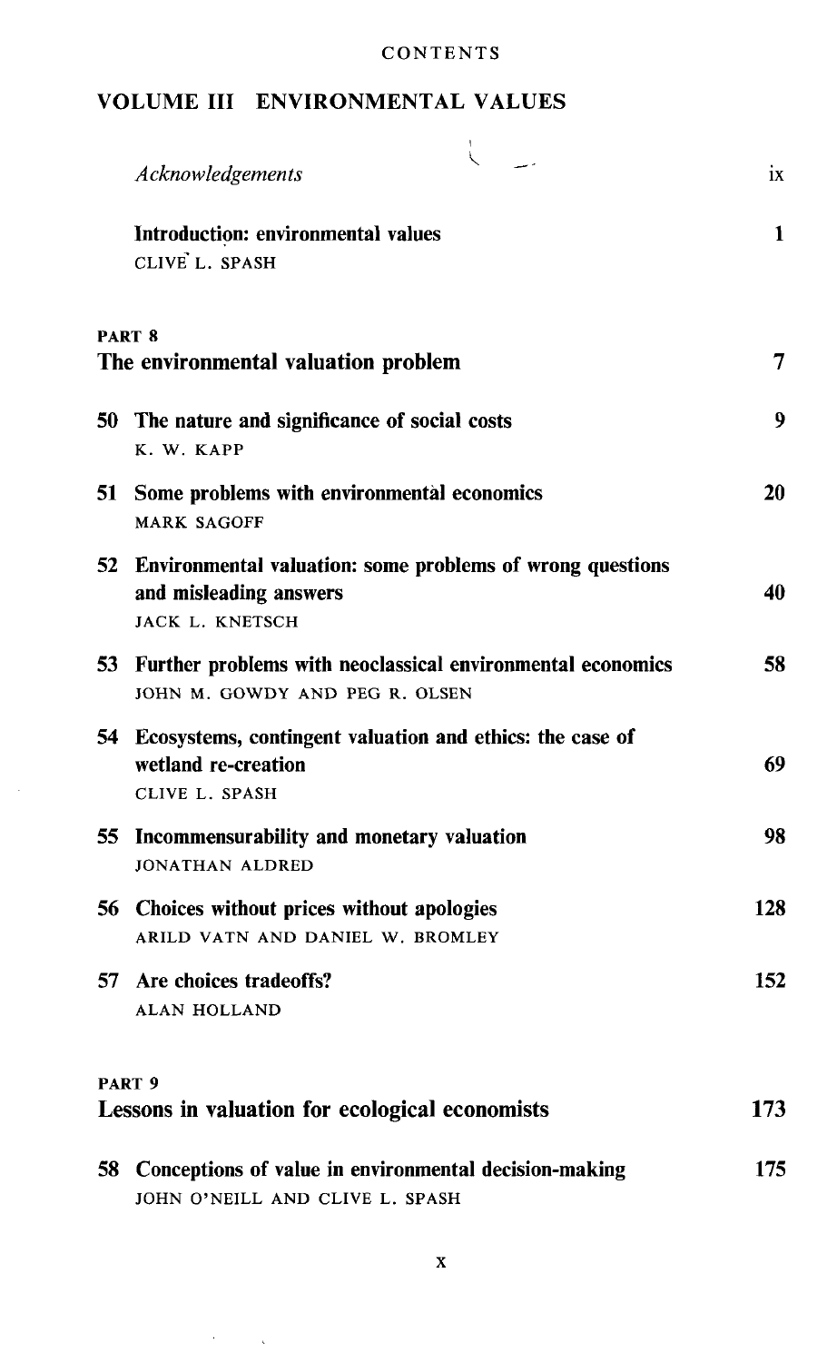CONTENTS

## VOLUME III ENVIRONMENTAL VALUES

| | | |
|---|---|---|
| | *Acknowledgements* | ix |
| | **Introduction: environmental values**<br>CLIVE L. SPASH | **1** |

### PART 8
### The environmental valuation problem — 7

| | | |
|---|---|---|
| **50** | **The nature and significance of social costs**<br>K. W. KAPP | **9** |
| **51** | **Some problems with environmental economics**<br>MARK SAGOFF | **20** |
| **52** | **Environmental valuation: some problems of wrong questions and misleading answers**<br>JACK L. KNETSCH | **40** |
| **53** | **Further problems with neoclassical environmental economics**<br>JOHN M. GOWDY AND PEG R. OLSEN | **58** |
| **54** | **Ecosystems, contingent valuation and ethics: the case of wetland re-creation**<br>CLIVE L. SPASH | **69** |
| **55** | **Incommensurability and monetary valuation**<br>JONATHAN ALDRED | **98** |
| **56** | **Choices without prices without apologies**<br>ARILD VATN AND DANIEL W. BROMLEY | **128** |
| **57** | **Are choices tradeoffs?**<br>ALAN HOLLAND | **152** |

### PART 9
### Lessons in valuation for ecological economists — 173

| | | |
|---|---|---|
| **58** | **Conceptions of value in environmental decision-making**<br>JOHN O'NEILL AND CLIVE L. SPASH | **175** |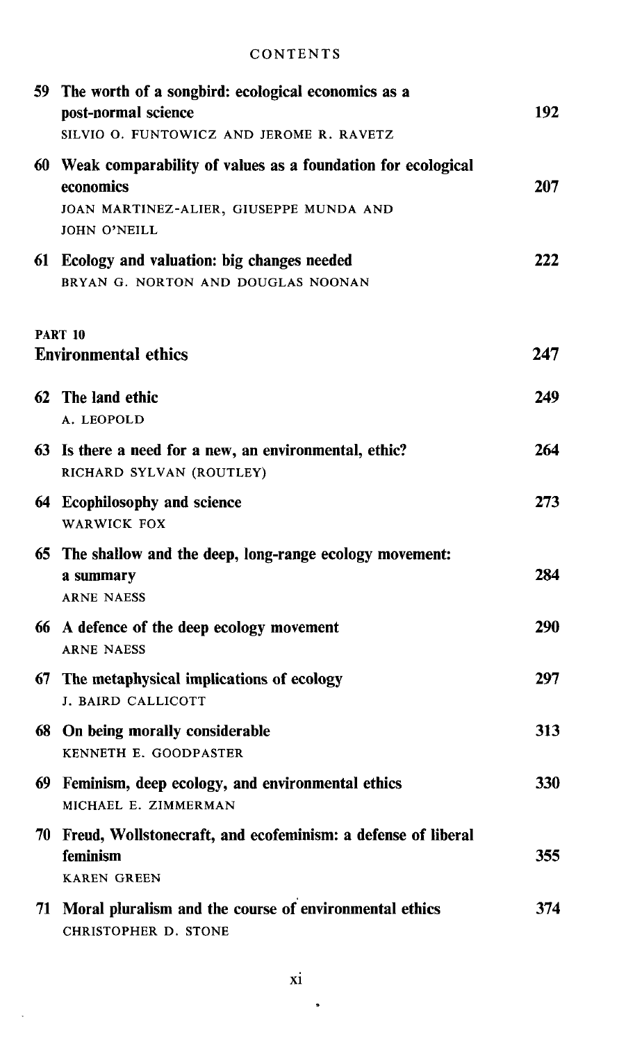59 **The worth of a songbird: ecological economics as a post-normal science** 192
SILVIO O. FUNTOWICZ AND JEROME R. RAVETZ

60 **Weak comparability of values as a foundation for ecological economics** 207
JOAN MARTINEZ-ALIER, GIUSEPPE MUNDA AND JOHN O'NEILL

61 **Ecology and valuation: big changes needed** 222
BRYAN G. NORTON AND DOUGLAS NOONAN

## PART 10
## Environmental ethics 247

62 **The land ethic** 249
A. LEOPOLD

63 **Is there a need for a new, an environmental, ethic?** 264
RICHARD SYLVAN (ROUTLEY)

64 **Ecophilosophy and science** 273
WARWICK FOX

65 **The shallow and the deep, long-range ecology movement: a summary** 284
ARNE NAESS

66 **A defence of the deep ecology movement** 290
ARNE NAESS

67 **The metaphysical implications of ecology** 297
J. BAIRD CALLICOTT

68 **On being morally considerable** 313
KENNETH E. GOODPASTER

69 **Feminism, deep ecology, and environmental ethics** 330
MICHAEL E. ZIMMERMAN

70 **Freud, Wollstonecraft, and ecofeminism: a defense of liberal feminism** 355
KAREN GREEN

71 **Moral pluralism and the course of environmental ethics** 374
CHRISTOPHER D. STONE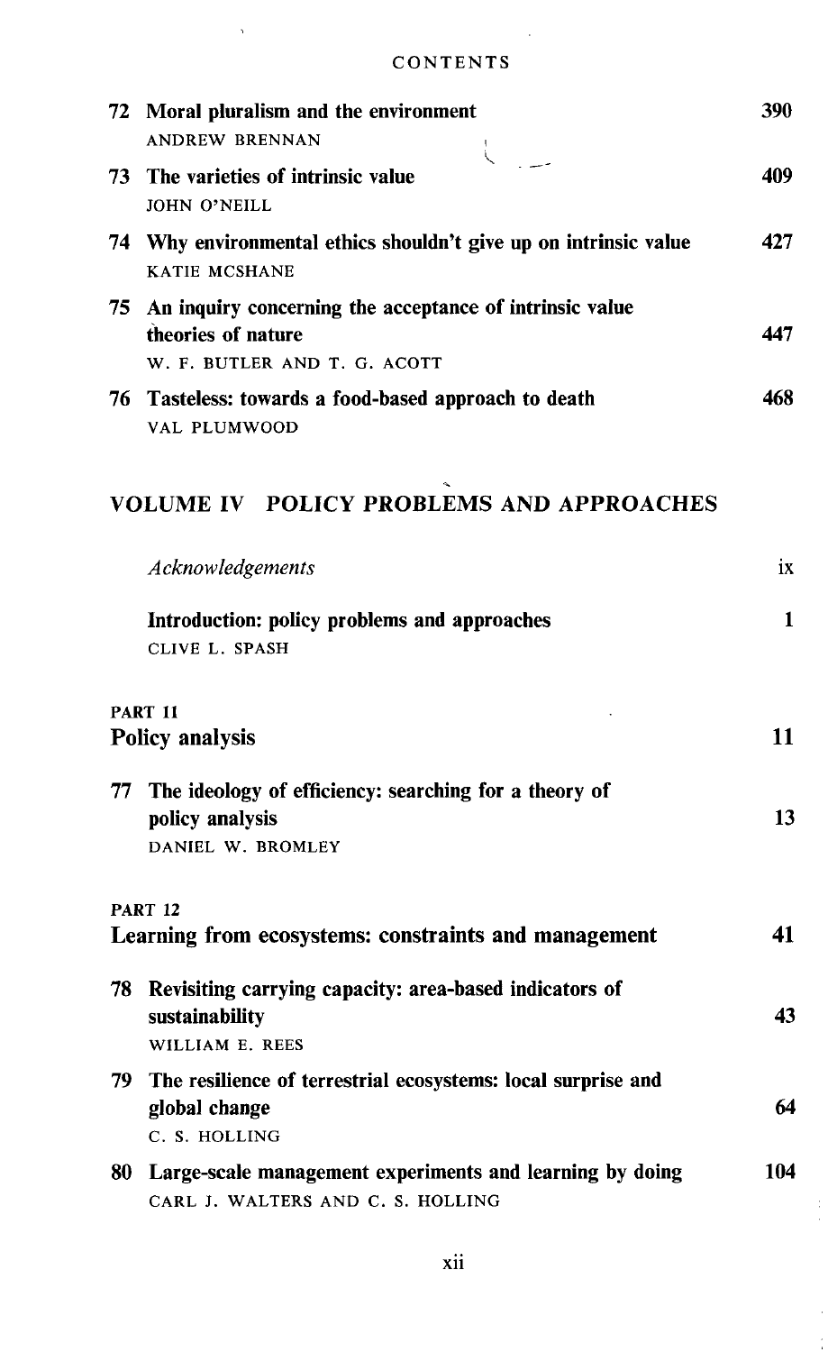CONTENTS

| | | |
|---|---|---|
| 72 | **Moral pluralism and the environment**<br>ANDREW BRENNAN | 390 |
| 73 | **The varieties of intrinsic value**<br>JOHN O'NEILL | 409 |
| 74 | **Why environmental ethics shouldn't give up on intrinsic value**<br>KATIE MCSHANE | 427 |
| 75 | **An inquiry concerning the acceptance of intrinsic value theories of nature**<br>W. F. BUTLER AND T. G. ACOTT | 447 |
| 76 | **Tasteless: towards a food-based approach to death**<br>VAL PLUMWOOD | 468 |

## VOLUME IV POLICY PROBLEMS AND APPROACHES

| | | |
|---|---|---|
| | *Acknowledgements* | ix |
| | **Introduction: policy problems and approaches**<br>CLIVE L. SPASH | 1 |

### PART 11
### Policy analysis — 11

| | | |
|---|---|---|
| 77 | **The ideology of efficiency: searching for a theory of policy analysis**<br>DANIEL W. BROMLEY | 13 |

### PART 12
### Learning from ecosystems: constraints and management — 41

| | | |
|---|---|---|
| 78 | **Revisiting carrying capacity: area-based indicators of sustainability**<br>WILLIAM E. REES | 43 |
| 79 | **The resilience of terrestrial ecosystems: local surprise and global change**<br>C. S. HOLLING | 64 |
| 80 | **Large-scale management experiments and learning by doing**<br>CARL J. WALTERS AND C. S. HOLLING | 104 |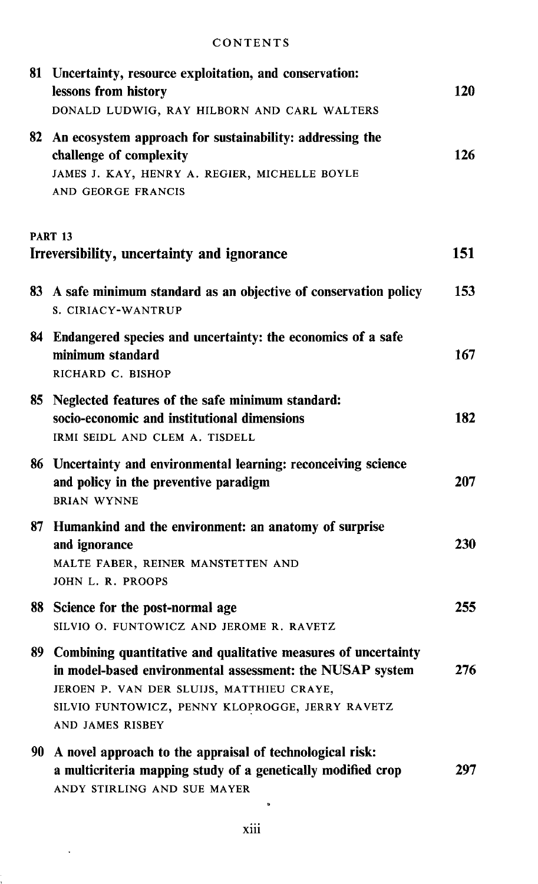81 Uncertainty, resource exploitation, and conservation: lessons from history — 120
DONALD LUDWIG, RAY HILBORN AND CARL WALTERS

82 An ecosystem approach for sustainability: addressing the challenge of complexity — 126
JAMES J. KAY, HENRY A. REGIER, MICHELLE BOYLE AND GEORGE FRANCIS

## PART 13
## Irreversibility, uncertainty and ignorance — 151

83 A safe minimum standard as an objective of conservation policy — 153
S. CIRIACY-WANTRUP

84 Endangered species and uncertainty: the economics of a safe minimum standard — 167
RICHARD C. BISHOP

85 Neglected features of the safe minimum standard: socio-economic and institutional dimensions — 182
IRMI SEIDL AND CLEM A. TISDELL

86 Uncertainty and environmental learning: reconceiving science and policy in the preventive paradigm — 207
BRIAN WYNNE

87 Humankind and the environment: an anatomy of surprise and ignorance — 230
MALTE FABER, REINER MANSTETTEN AND JOHN L. R. PROOPS

88 Science for the post-normal age — 255
SILVIO O. FUNTOWICZ AND JEROME R. RAVETZ

89 Combining quantitative and qualitative measures of uncertainty in model-based environmental assessment: the NUSAP system — 276
JEROEN P. VAN DER SLUIJS, MATTHIEU CRAYE, SILVIO FUNTOWICZ, PENNY KLOPROGGE, JERRY RAVETZ AND JAMES RISBEY

90 A novel approach to the appraisal of technological risk: a multicriteria mapping study of a genetically modified crop — 297
ANDY STIRLING AND SUE MAYER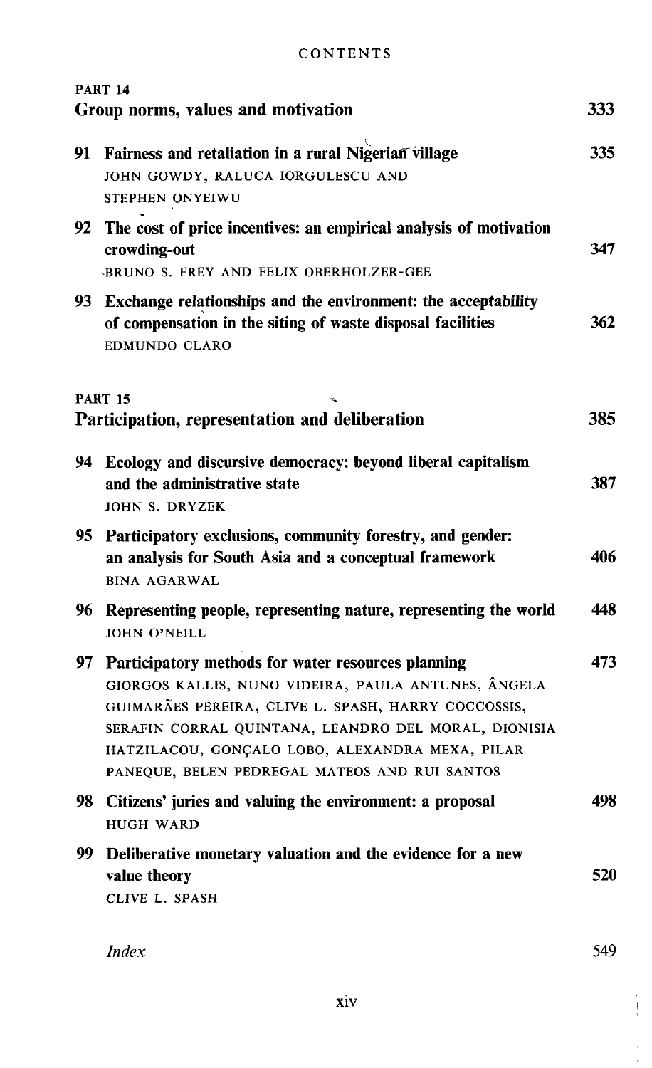CONTENTS

## PART 14
## Group norms, values and motivation 333

91 **Fairness and retaliation in a rural Nigerian village** 335
JOHN GOWDY, RALUCA IORGULESCU AND STEPHEN ONYEIWU

92 **The cost of price incentives: an empirical analysis of motivation crowding-out** 347
BRUNO S. FREY AND FELIX OBERHOLZER-GEE

93 **Exchange relationships and the environment: the acceptability of compensation in the siting of waste disposal facilities** 362
EDMUNDO CLARO

## PART 15
## Participation, representation and deliberation 385

94 **Ecology and discursive democracy: beyond liberal capitalism and the administrative state** 387
JOHN S. DRYZEK

95 **Participatory exclusions, community forestry, and gender: an analysis for South Asia and a conceptual framework** 406
BINA AGARWAL

96 **Representing people, representing nature, representing the world** 448
JOHN O'NEILL

97 **Participatory methods for water resources planning** 473
GIORGOS KALLIS, NUNO VIDEIRA, PAULA ANTUNES, ÂNGELA GUIMARÃES PEREIRA, CLIVE L. SPASH, HARRY COCCOSSIS, SERAFIN CORRAL QUINTANA, LEANDRO DEL MORAL, DIONISIA HATZILACOU, GONÇALO LOBO, ALEXANDRA MEXA, PILAR PANEQUE, BELEN PEDREGAL MATEOS AND RUI SANTOS

98 **Citizens' juries and valuing the environment: a proposal** 498
HUGH WARD

99 **Deliberative monetary valuation and the evidence for a new value theory** 520
CLIVE L. SPASH

*Index* 549